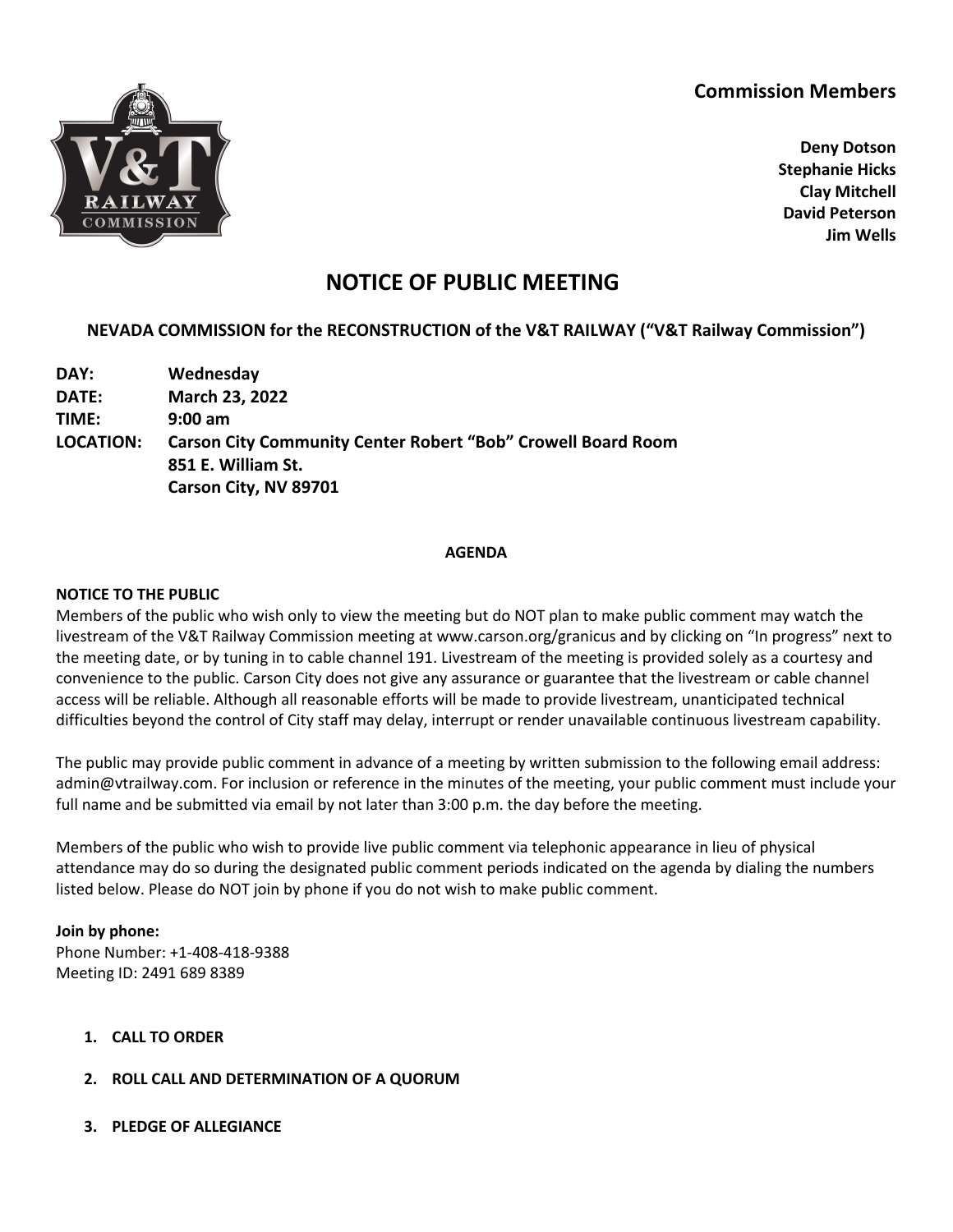## Commission Members

**Deny Dotson**
**Stephanie Hicks**
**Clay Mitchell**
**David Peterson**
**Jim Wells**

# NOTICE OF PUBLIC MEETING

### NEVADA COMMISSION for the RECONSTRUCTION of the V&T RAILWAY ("V&T Railway Commission")

**DAY:** **Wednesday**
**DATE:** **March 23, 2022**
**TIME:** **9:00 am**
**LOCATION:** **Carson City Community Center Robert "Bob" Crowell Board Room**
**851 E. William St.**
**Carson City, NV 89701**

**AGENDA**

**NOTICE TO THE PUBLIC**

Members of the public who wish only to view the meeting but do NOT plan to make public comment may watch the livestream of the V&T Railway Commission meeting at www.carson.org/granicus and by clicking on "In progress" next to the meeting date, or by tuning in to cable channel 191. Livestream of the meeting is provided solely as a courtesy and convenience to the public. Carson City does not give any assurance or guarantee that the livestream or cable channel access will be reliable. Although all reasonable efforts will be made to provide livestream, unanticipated technical difficulties beyond the control of City staff may delay, interrupt or render unavailable continuous livestream capability.

The public may provide public comment in advance of a meeting by written submission to the following email address: admin@vtrailway.com. For inclusion or reference in the minutes of the meeting, your public comment must include your full name and be submitted via email by not later than 3:00 p.m. the day before the meeting.

Members of the public who wish to provide live public comment via telephonic appearance in lieu of physical attendance may do so during the designated public comment periods indicated on the agenda by dialing the numbers listed below. Please do NOT join by phone if you do not wish to make public comment.

**Join by phone:**
Phone Number: +1-408-418-9388
Meeting ID: 2491 689 8389

1. **CALL TO ORDER**
2. **ROLL CALL AND DETERMINATION OF A QUORUM**
3. **PLEDGE OF ALLEGIANCE**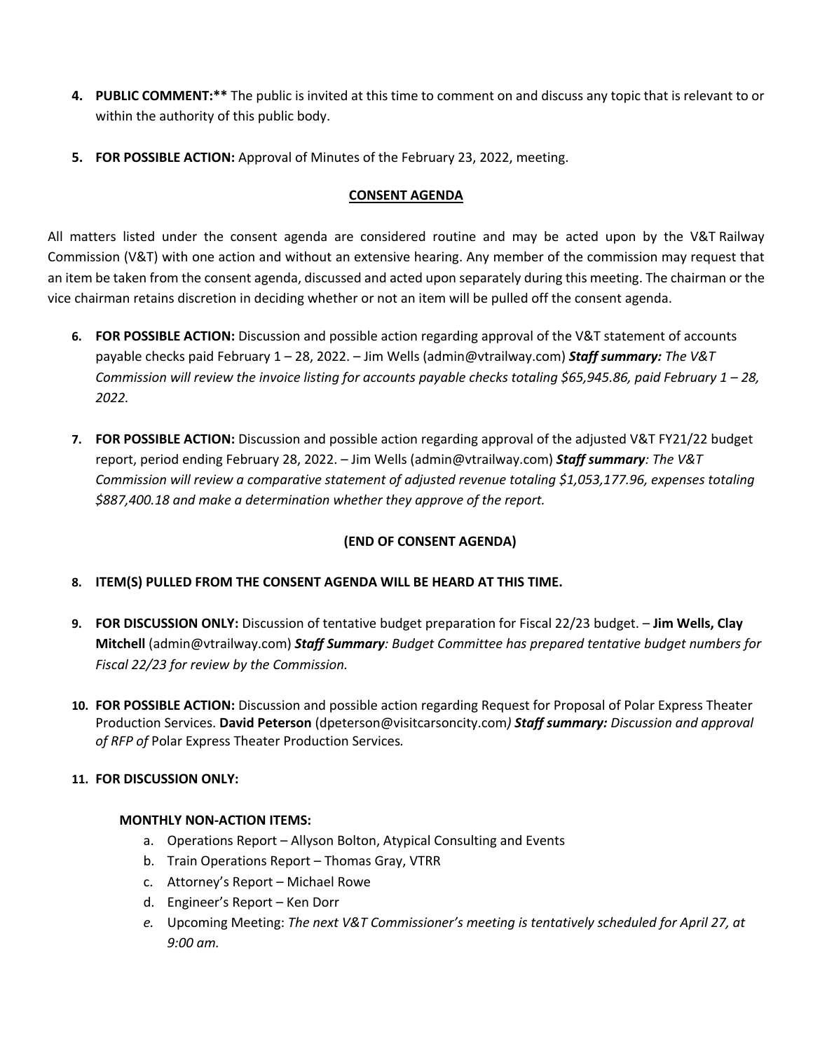4. **PUBLIC COMMENT:**** The public is invited at this time to comment on and discuss any topic that is relevant to or within the authority of this public body.

5. **FOR POSSIBLE ACTION:** Approval of Minutes of the February 23, 2022, meeting.

**CONSENT AGENDA**

All matters listed under the consent agenda are considered routine and may be acted upon by the V&T Railway Commission (V&T) with one action and without an extensive hearing. Any member of the commission may request that an item be taken from the consent agenda, discussed and acted upon separately during this meeting. The chairman or the vice chairman retains discretion in deciding whether or not an item will be pulled off the consent agenda.

6. **FOR POSSIBLE ACTION:** Discussion and possible action regarding approval of the V&T statement of accounts payable checks paid February 1 – 28, 2022. – Jim Wells (admin@vtrailway.com) ***Staff summary:*** *The V&T Commission will review the invoice listing for accounts payable checks totaling $65,945.86, paid February 1 – 28, 2022.*

7. **FOR POSSIBLE ACTION:** Discussion and possible action regarding approval of the adjusted V&T FY21/22 budget report, period ending February 28, 2022. – Jim Wells (admin@vtrailway.com) ***Staff summary****: The V&T Commission will review a comparative statement of adjusted revenue totaling $1,053,177.96, expenses totaling $887,400.18 and make a determination whether they approve of the report.*

**(END OF CONSENT AGENDA)**

8. **ITEM(S) PULLED FROM THE CONSENT AGENDA WILL BE HEARD AT THIS TIME.**

9. **FOR DISCUSSION ONLY:** Discussion of tentative budget preparation for Fiscal 22/23 budget. – **Jim Wells, Clay Mitchell** (admin@vtrailway.com) ***Staff Summary****: Budget Committee has prepared tentative budget numbers for Fiscal 22/23 for review by the Commission.*

10. **FOR POSSIBLE ACTION:** Discussion and possible action regarding Request for Proposal of Polar Express Theater Production Services. **David Peterson** (dpeterson@visitcarsoncity.com*)* ***Staff summary:*** *Discussion and approval of RFP of* Polar Express Theater Production Services*.*

11. **FOR DISCUSSION ONLY:**

    **MONTHLY NON-ACTION ITEMS:**

    a. Operations Report – Allyson Bolton, Atypical Consulting and Events
    b. Train Operations Report – Thomas Gray, VTRR
    c. Attorney's Report – Michael Rowe
    d. Engineer's Report – Ken Dorr
    e. Upcoming Meeting: *The next V&T Commissioner's meeting is tentatively scheduled for April 27, at 9:00 am.*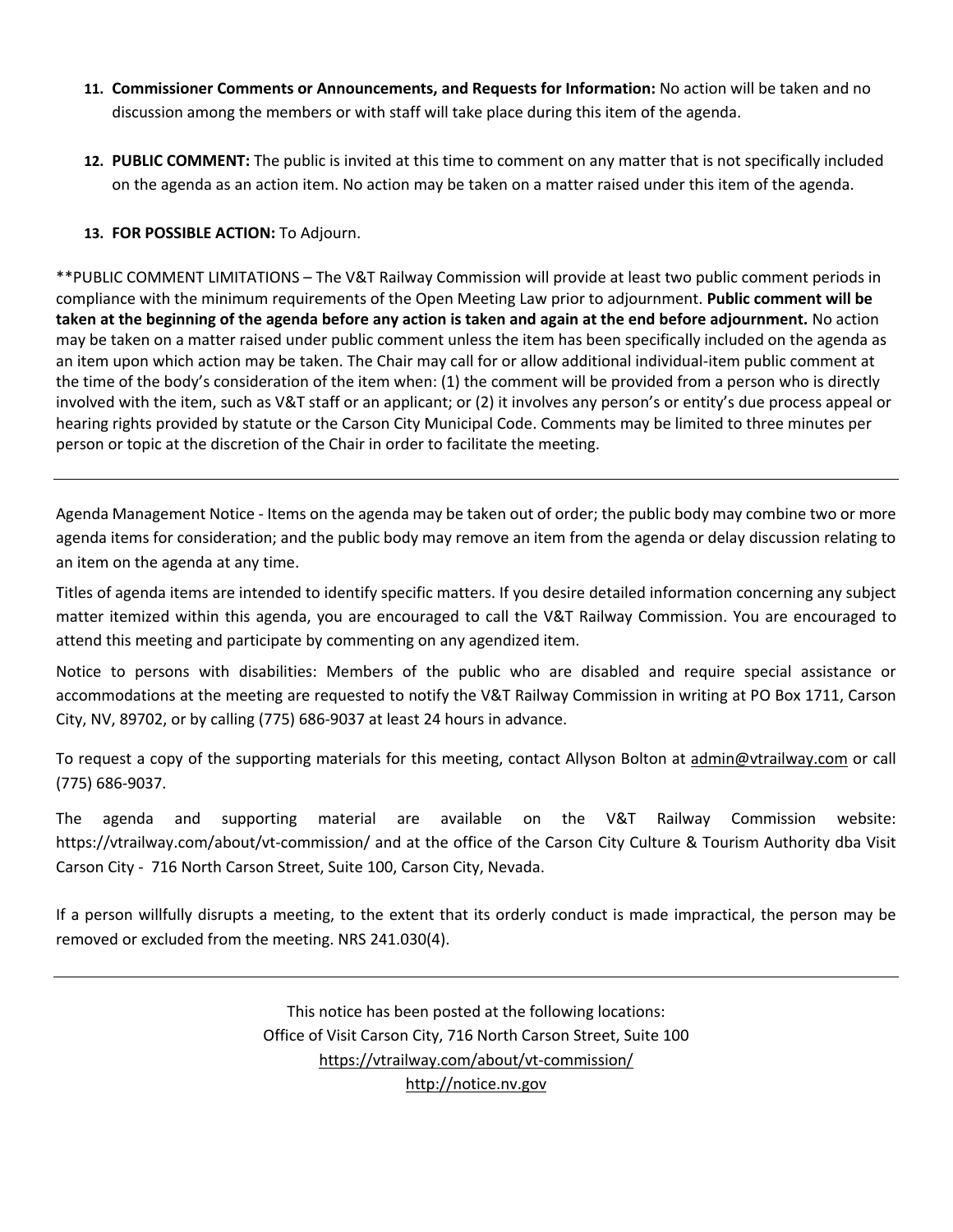11. **Commissioner Comments or Announcements, and Requests for Information:** No action will be taken and no discussion among the members or with staff will take place during this item of the agenda.

12. **PUBLIC COMMENT:** The public is invited at this time to comment on any matter that is not specifically included on the agenda as an action item. No action may be taken on a matter raised under this item of the agenda.

13. **FOR POSSIBLE ACTION:** To Adjourn.

**PUBLIC COMMENT LIMITATIONS – The V&T Railway Commission will provide at least two public comment periods in compliance with the minimum requirements of the Open Meeting Law prior to adjournment. **Public comment will be taken at the beginning of the agenda before any action is taken and again at the end before adjournment.** No action may be taken on a matter raised under public comment unless the item has been specifically included on the agenda as an item upon which action may be taken. The Chair may call for or allow additional individual-item public comment at the time of the body's consideration of the item when: (1) the comment will be provided from a person who is directly involved with the item, such as V&T staff or an applicant; or (2) it involves any person's or entity's due process appeal or hearing rights provided by statute or the Carson City Municipal Code. Comments may be limited to three minutes per person or topic at the discretion of the Chair in order to facilitate the meeting.

---

Agenda Management Notice - Items on the agenda may be taken out of order; the public body may combine two or more agenda items for consideration; and the public body may remove an item from the agenda or delay discussion relating to an item on the agenda at any time.

Titles of agenda items are intended to identify specific matters. If you desire detailed information concerning any subject matter itemized within this agenda, you are encouraged to call the V&T Railway Commission. You are encouraged to attend this meeting and participate by commenting on any agendized item.

Notice to persons with disabilities: Members of the public who are disabled and require special assistance or accommodations at the meeting are requested to notify the V&T Railway Commission in writing at PO Box 1711, Carson City, NV, 89702, or by calling (775) 686-9037 at least 24 hours in advance.

To request a copy of the supporting materials for this meeting, contact Allyson Bolton at admin@vtrailway.com or call (775) 686-9037.

The agenda and supporting material are available on the V&T Railway Commission website: https://vtrailway.com/about/vt-commission/ and at the office of the Carson City Culture & Tourism Authority dba Visit Carson City - 716 North Carson Street, Suite 100, Carson City, Nevada.

If a person willfully disrupts a meeting, to the extent that its orderly conduct is made impractical, the person may be removed or excluded from the meeting. NRS 241.030(4).

---

This notice has been posted at the following locations:
Office of Visit Carson City, 716 North Carson Street, Suite 100
https://vtrailway.com/about/vt-commission/
http://notice.nv.gov